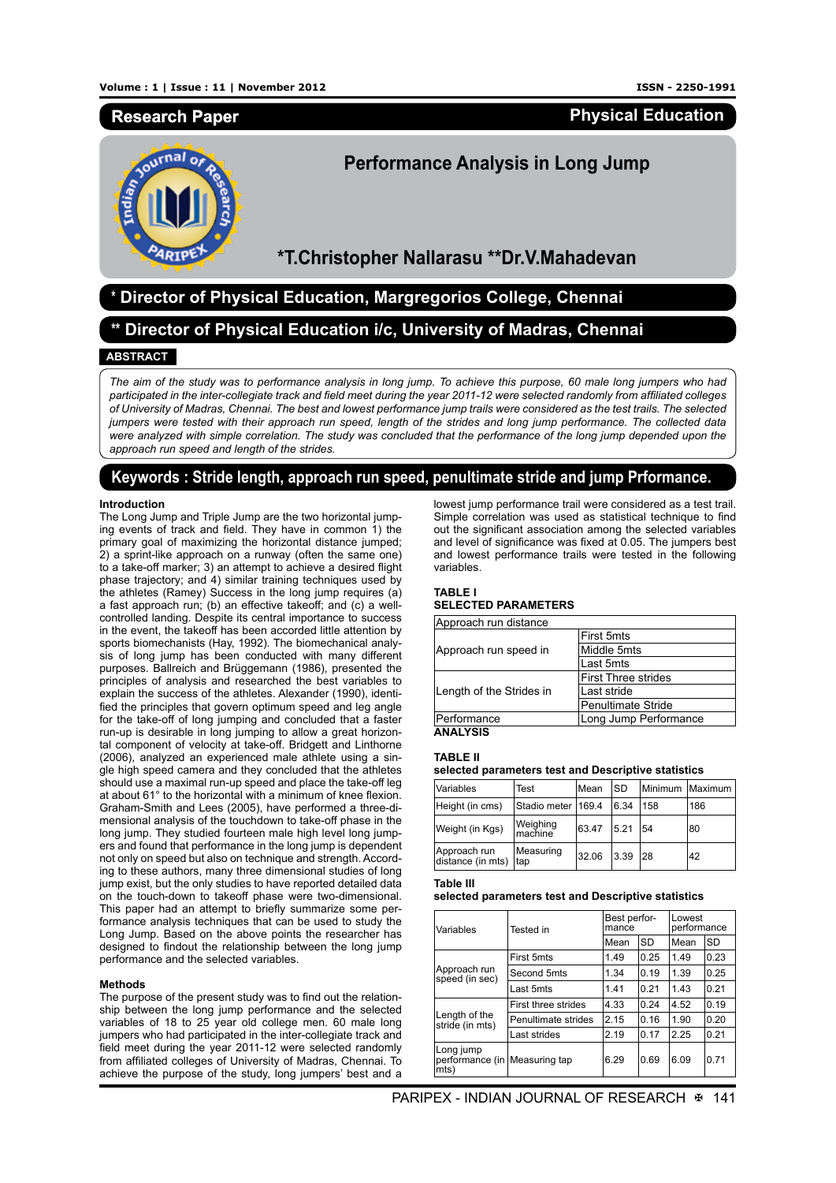Research Paper | Physical Education

# Performance Analysis in Long Jump

**\*T.Christopher Nallarasu \*\*Dr.V.Mahadevan**

\* Director of Physical Education, Margregorios College, Chennai

\*\* Director of Physical Education i/c, University of Madras, Chennai

## ABSTRACT

*The aim of the study was to performance analysis in long jump. To achieve this purpose, 60 male long jumpers who had participated in the inter-collegiate track and field meet during the year 2011-12 were selected randomly from affiliated colleges of University of Madras, Chennai. The best and lowest performance jump trails were considered as the test trails. The selected jumpers were tested with their approach run speed, length of the strides and long jump performance. The collected data were analyzed with simple correlation. The study was concluded that the performance of the long jump depended upon the approach run speed and length of the strides.*

**Keywords : Stride length, approach run speed, penultimate stride and jump Prformance.**

### Introduction

The Long Jump and Triple Jump are the two horizontal jumping events of track and field. They have in common 1) the primary goal of maximizing the horizontal distance jumped; 2) a sprint-like approach on a runway (often the same one) to a take-off marker; 3) an attempt to achieve a desired flight phase trajectory; and 4) similar training techniques used by the athletes (Ramey) Success in the long jump requires (a) a fast approach run; (b) an effective takeoff; and (c) a well-controlled landing. Despite its central importance to success in the event, the takeoff has been accorded little attention by sports biomechanists (Hay, 1992). The biomechanical analysis of long jump has been conducted with many different purposes. Ballreich and Brüggemann (1986), presented the principles of analysis and researched the best variables to explain the success of the athletes. Alexander (1990), identified the principles that govern optimum speed and leg angle for the take-off of long jumping and concluded that a faster run-up is desirable in long jumping to allow a great horizontal component of velocity at take-off. Bridgett and Linthorne (2006), analyzed an experienced male athlete using a single high speed camera and they concluded that the athletes should use a maximal run-up speed and place the take-off leg at about 61° to the horizontal with a minimum of knee flexion. Graham-Smith and Lees (2005), have performed a three-dimensional analysis of the touchdown to take-off phase in the long jump. They studied fourteen male high level long jumpers and found that performance in the long jump is dependent not only on speed but also on technique and strength. According to these authors, many three dimensional studies of long jump exist, but the only studies to have reported detailed data on the touch-down to takeoff phase were two-dimensional. This paper had an attempt to briefly summarize some performance analysis techniques that can be used to study the Long Jump. Based on the above points the researcher has designed to findout the relationship between the long jump performance and the selected variables.

### Methods

The purpose of the present study was to find out the relationship between the long jump performance and the selected variables of 18 to 25 year old college men. 60 male long jumpers who had participated in the inter-collegiate track and field meet during the year 2011-12 were selected randomly from affiliated colleges of University of Madras, Chennai. To achieve the purpose of the study, long jumpers' best and a lowest jump performance trail were considered as a test trail. Simple correlation was used as statistical technique to find out the significant association among the selected variables and level of significance was fixed at 0.05. The jumpers best and lowest performance trails were tested in the following variables.

**TABLE I**
**SELECTED PARAMETERS**

| Approach run distance | |
|---|---|
| Approach run speed in | First 5mts |
| | Middle 5mts |
| | Last 5mts |
| Length of the Strides in | First Three strides |
| | Last stride |
| | Penultimate Stride |
| Performance | Long Jump Performance |

**ANALYSIS**

**TABLE II**
**selected parameters test and Descriptive statistics**

| Variables | Test | Mean | SD | Minimum | Maximum |
|---|---|---|---|---|---|
| Height (in cms) | Stadio meter | 169.4 | 6.34 | 158 | 186 |
| Weight (in Kgs) | Weighing machine | 63.47 | 5.21 | 54 | 80 |
| Approach run distance (in mts) | Measuring tap | 32.06 | 3.39 | 28 | 42 |

**Table III**
**selected parameters test and Descriptive statistics**

| Variables | Tested in | Best performance | | Lowest performance | |
|---|---|---|---|---|---|
| | | Mean | SD | Mean | SD |
| Approach run speed (in sec) | First 5mts | 1.49 | 0.25 | 1.49 | 0.23 |
| | Second 5mts | 1.34 | 0.19 | 1.39 | 0.25 |
| | Last 5mts | 1.41 | 0.21 | 1.43 | 0.21 |
| Length of the stride (in mts) | First three strides | 4.33 | 0.24 | 4.52 | 0.19 |
| | Penultimate strides | 2.15 | 0.16 | 1.90 | 0.20 |
| | Last strides | 2.19 | 0.17 | 2.25 | 0.21 |
| Long jump performance (in mts) | Measuring tap | 6.29 | 0.69 | 6.09 | 0.71 |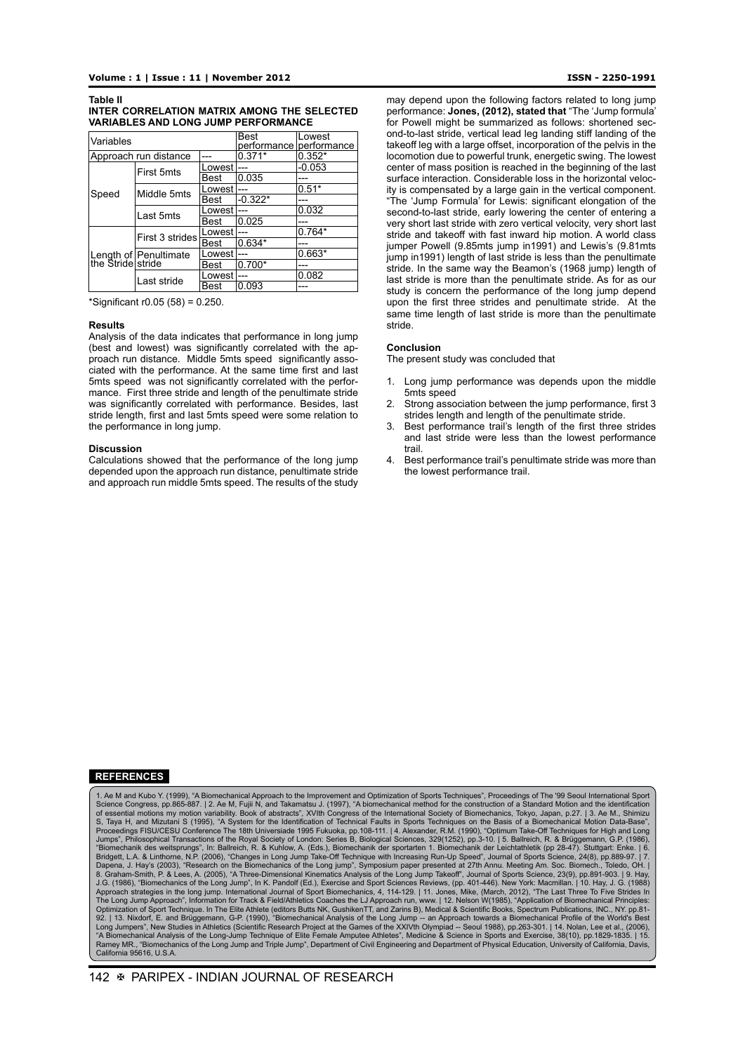**Table II**
**INTER CORRELATION MATRIX AMONG THE SELECTED VARIABLES AND LONG JUMP PERFORMANCE**

| Variables | | | Best performance | Lowest performance |
|---|---|---|---|---|
| Approach run distance | | --- | 0.371* | 0.352* |
| Speed | First 5mts | Lowest | --- | -0.053 |
| | | Best | 0.035 | --- |
| | Middle 5mts | Lowest | --- | 0.51* |
| | | Best | -0.322* | --- |
| | Last 5mts | Lowest | --- | 0.032 |
| | | Best | 0.025 | --- |
| Length of the Stride | First 3 strides | Lowest | --- | 0.764* |
| | | Best | 0.634* | --- |
| | Penultimate stride | Lowest | --- | 0.663* |
| | | Best | 0.700* | --- |
| | Last stride | Lowest | --- | 0.082 |
| | | Best | 0.093 | --- |

*Significant r0.05 (58) = 0.250.

**Results**

Analysis of the data indicates that performance in long jump (best and lowest) was significantly correlated with the approach run distance. Middle 5mts speed significantly associated with the performance. At the same time first and last 5mts speed was not significantly correlated with the performance. First three stride and length of the penultimate stride was significantly correlated with performance. Besides, last stride length, first and last 5mts speed were some relation to the performance in long jump.

**Discussion**

Calculations showed that the performance of the long jump depended upon the approach run distance, penultimate stride and approach run middle 5mts speed. The results of the study may depend upon the following factors related to long jump performance: **Jones, (2012), stated that** "The 'Jump formula' for Powell might be summarized as follows: shortened second-to-last stride, vertical lead leg landing stiff landing of the takeoff leg with a large offset, incorporation of the pelvis in the locomotion due to powerful trunk, energetic swing. The lowest center of mass position is reached in the beginning of the last surface interaction. Considerable loss in the horizontal velocity is compensated by a large gain in the vertical component. "The 'Jump Formula' for Lewis: significant elongation of the second-to-last stride, early lowering the center of entering a very short last stride with zero vertical velocity, very short last stride and takeoff with fast inward hip motion. A world class jumper Powell (9.85mts jump in1991) and Lewis's (9.81mts jump in1991) length of last stride is less than the penultimate stride. In the same way the Beamon's (1968 jump) length of last stride is more than the penultimate stride. As for as our study is concern the performance of the long jump depend upon the first three strides and penultimate stride. At the same time length of last stride is more than the penultimate stride.

**Conclusion**

The present study was concluded that

1. Long jump performance was depends upon the middle 5mts speed
2. Strong association between the jump performance, first 3 strides length and length of the penultimate stride.
3. Best performance trail's length of the first three strides and last stride were less than the lowest performance trail.
4. Best performance trail's penultimate stride was more than the lowest performance trail.

**REFERENCES**

1. Ae M and Kubo Y. (1999), "A Biomechanical Approach to the Improvement and Optimization of Sports Techniques", Proceedings of The '99 Seoul International Sport Science Congress, pp.865-887. | 2. Ae M, Fujii N, and Takamatsu J. (1997), "A biomechanical method for the construction of a Standard Motion and the identification of essential motions my motion variability. Book of abstracts", XVIth Congress of the International Society of Biomechanics, Tokyo, Japan, p.27. | 3. Ae M., Shimizu S, Taya H, and Mizutani S (1995), "A System for the Identification of Technical Faults in Sports Techniques on the Basis of a Biomechanical Motion Data-Base", Proceedings FISU/CESU Conference The 18th Universiade 1995 Fukuoka, pp.108-111. | 4. Alexander, R.M. (1990), "Optimum Take-Off Techniques for High and Long Jumps", Philosophical Transactions of the Royal Society of London: Series B, Biological Sciences, 329(1252), pp.3-10. | 5. Ballreich, R. & Brüggemann, G.P. (1986), "Biomechanik des weitsprungs", In: Ballreich, R. & Kuhlow, A. (Eds.), Biomechanik der sportarten 1. Biomechanik der Leichtathletik (pp 28-47). Stuttgart: Enke. | 6. Bridgett, L.A. & Linthorne, N.P. (2006), "Changes in Long Jump Take-Off Technique with Increasing Run-Up Speed", Journal of Sports Science, 24(8), pp.889-97. | 7. Dapena, J. Hay's (2003), "Research on the Biomechanics of the Long jump", Symposium paper presented at 27th Annu. Meeting Am. Soc. Biomech., Toledo, OH. | 8. Graham-Smith, P. & Lees, A. (2005), "A Three-Dimensional Kinematics Analysis of the Long Jump Takeoff", Journal of Sports Science, 23(9), pp.891-903. | 9. Hay, J.G. (1986), "Biomechanics of the Long Jump", In K. Pandolf (Ed.), Exercise and Sport Sciences Reviews, (pp. 401-446). New York: Macmillan. | 10. Hay, J. G. (1988) Approach strategies in the long jump. International Journal of Sport Biomechanics, 4, 114-129. | 11. Jones, Mike, (March, 2012), "The Last Three To Five Strides In The Long Jump Approach", Information for Track & Field/Athletics Coaches the LJ Approach run, www. | 12. Nelson W(1985), "Application of Biomechanical Principles: Optimization of Sport Technique. In The Elite Athlete (editors Butts NK, GushikenTT, and Zarins B), Medical & Scientific Books, Spectrum Publications, INC., NY. pp.81-92. | 13. Nixdorf, E. and Brüggemann, G-P. (1990), "Biomechanical Analysis of the Long Jump -- an Approach towards a Biomechanical Profile of the World's Best Long Jumpers", New Studies in Athletics (Scientific Research Project at the Games of the XXIVth Olympiad -- Seoul 1988), pp.263-301. | 14. Nolan, Lee et al., (2006), "A Biomechanical Analysis of the Long-Jump Technique of Elite Female Amputee Athletes", Medicine & Science in Sports and Exercise, 38(10), pp.1829-1835. | 15. Ramey MR., "Biomechanics of the Long Jump and Triple Jump", Department of Civil Engineering and Department of Physical Education, University of California, Davis, California 95616, U.S.A.